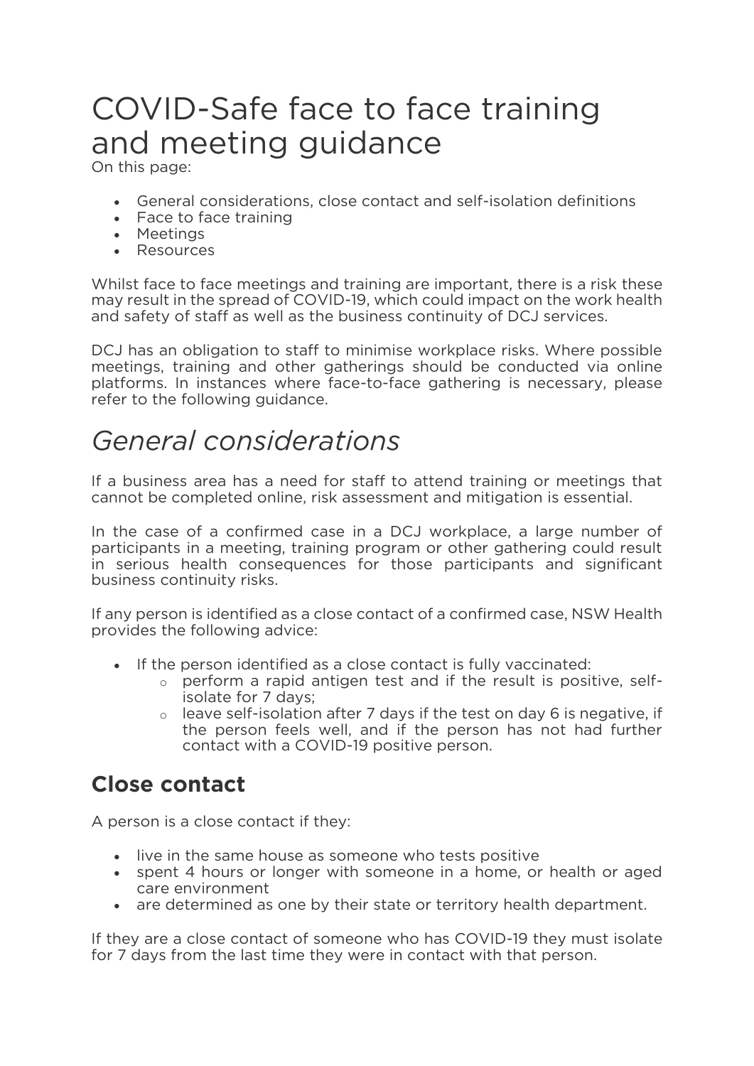# COVID-Safe face to face training and meeting guidance

On this page:

- General considerations, close contact and self-isolation definitions
- Face to face training
- Meetings
- Resources

Whilst face to face meetings and training are important, there is a risk these may result in the spread of COVID-19, which could impact on the work health and safety of staff as well as the business continuity of DCJ services.

DCJ has an obligation to staff to minimise workplace risks. Where possible meetings, training and other gatherings should be conducted via online platforms. In instances where face-to-face gathering is necessary, please refer to the following guidance.

## *General considerations*

If a business area has a need for staff to attend training or meetings that cannot be completed online, risk assessment and mitigation is essential.

In the case of a confirmed case in a DCJ workplace, a large number of participants in a meeting, training program or other gathering could result in serious health consequences for those participants and significant business continuity risks.

If any person is identified as a close contact of a confirmed case, NSW Health provides the following advice:

- If the person identified as a close contact is fully vaccinated:
  - perform a rapid antigen test and if the result is positive, self-isolate for 7 days;
  - leave self-isolation after 7 days if the test on day 6 is negative, if the person feels well, and if the person has not had further contact with a COVID-19 positive person.

### Close contact

A person is a close contact if they:

- live in the same house as someone who tests positive
- spent 4 hours or longer with someone in a home, or health or aged care environment
- are determined as one by their state or territory health department.

If they are a close contact of someone who has COVID-19 they must isolate for 7 days from the last time they were in contact with that person.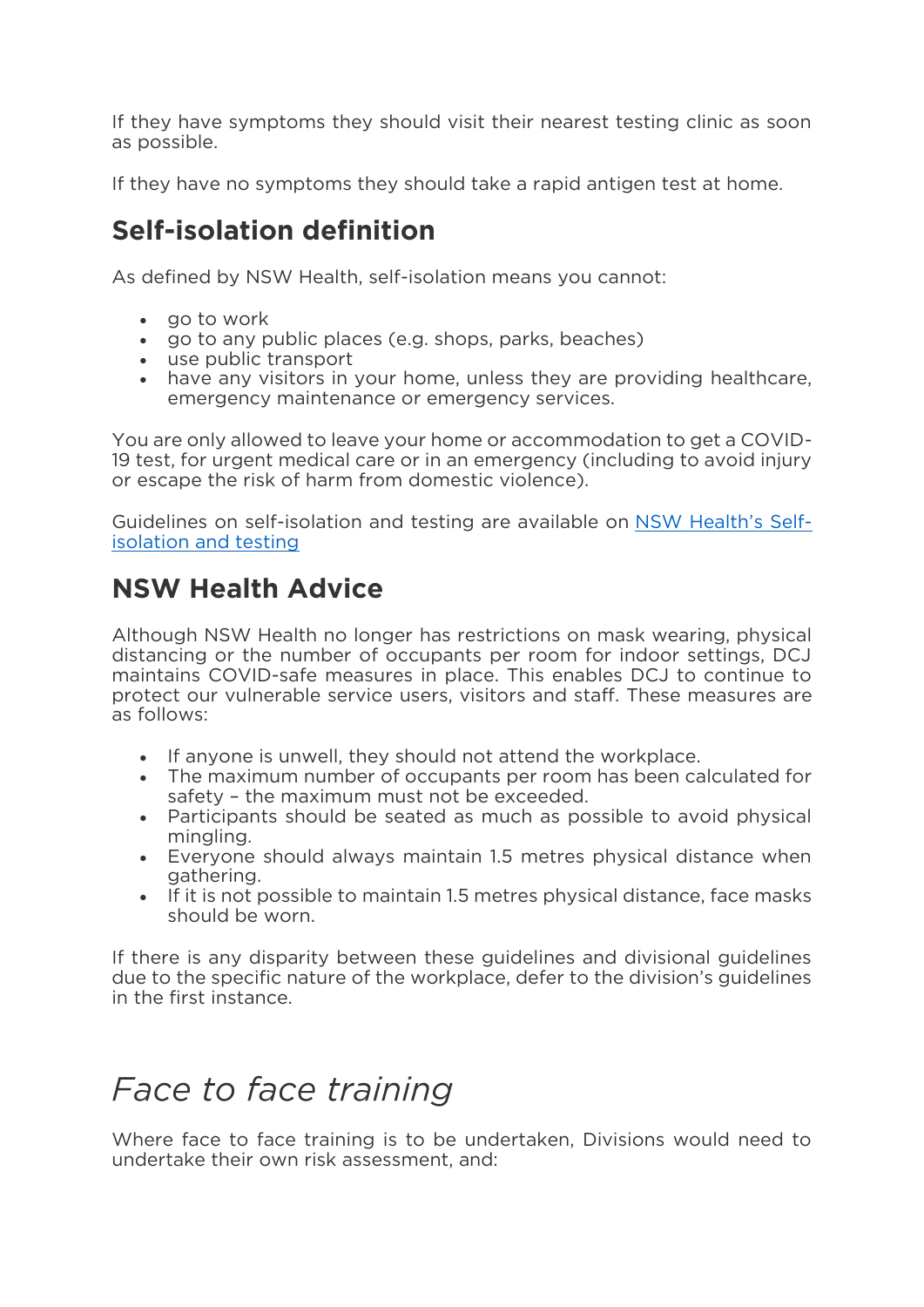If they have symptoms they should visit their nearest testing clinic as soon as possible.

If they have no symptoms they should take a rapid antigen test at home.

## Self-isolation definition

As defined by NSW Health, self-isolation means you cannot:

- go to work
- go to any public places (e.g. shops, parks, beaches)
- use public transport
- have any visitors in your home, unless they are providing healthcare, emergency maintenance or emergency services.

You are only allowed to leave your home or accommodation to get a COVID-19 test, for urgent medical care or in an emergency (including to avoid injury or escape the risk of harm from domestic violence).

Guidelines on self-isolation and testing are available on [NSW Health's Self-isolation and testing](#)

## NSW Health Advice

Although NSW Health no longer has restrictions on mask wearing, physical distancing or the number of occupants per room for indoor settings, DCJ maintains COVID-safe measures in place. This enables DCJ to continue to protect our vulnerable service users, visitors and staff. These measures are as follows:

- If anyone is unwell, they should not attend the workplace.
- The maximum number of occupants per room has been calculated for safety – the maximum must not be exceeded.
- Participants should be seated as much as possible to avoid physical mingling.
- Everyone should always maintain 1.5 metres physical distance when gathering.
- If it is not possible to maintain 1.5 metres physical distance, face masks should be worn.

If there is any disparity between these guidelines and divisional guidelines due to the specific nature of the workplace, defer to the division's guidelines in the first instance.

# *Face to face training*

Where face to face training is to be undertaken, Divisions would need to undertake their own risk assessment, and: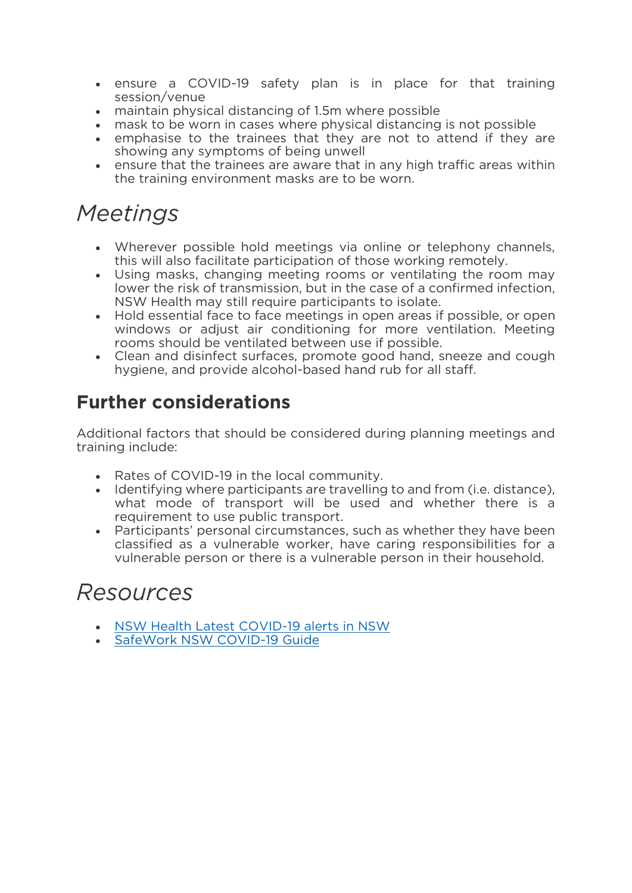- ensure a COVID-19 safety plan is in place for that training session/venue
- maintain physical distancing of 1.5m where possible
- mask to be worn in cases where physical distancing is not possible
- emphasise to the trainees that they are not to attend if they are showing any symptoms of being unwell
- ensure that the trainees are aware that in any high traffic areas within the training environment masks are to be worn.

# *Meetings*

- Wherever possible hold meetings via online or telephony channels, this will also facilitate participation of those working remotely.
- Using masks, changing meeting rooms or ventilating the room may lower the risk of transmission, but in the case of a confirmed infection, NSW Health may still require participants to isolate.
- Hold essential face to face meetings in open areas if possible, or open windows or adjust air conditioning for more ventilation. Meeting rooms should be ventilated between use if possible.
- Clean and disinfect surfaces, promote good hand, sneeze and cough hygiene, and provide alcohol-based hand rub for all staff.

## **Further considerations**

Additional factors that should be considered during planning meetings and training include:

- Rates of COVID-19 in the local community.
- Identifying where participants are travelling to and from (i.e. distance), what mode of transport will be used and whether there is a requirement to use public transport.
- Participants' personal circumstances, such as whether they have been classified as a vulnerable worker, have caring responsibilities for a vulnerable person or there is a vulnerable person in their household.

# *Resources*

- NSW Health Latest COVID-19 alerts in NSW
- SafeWork NSW COVID-19 Guide